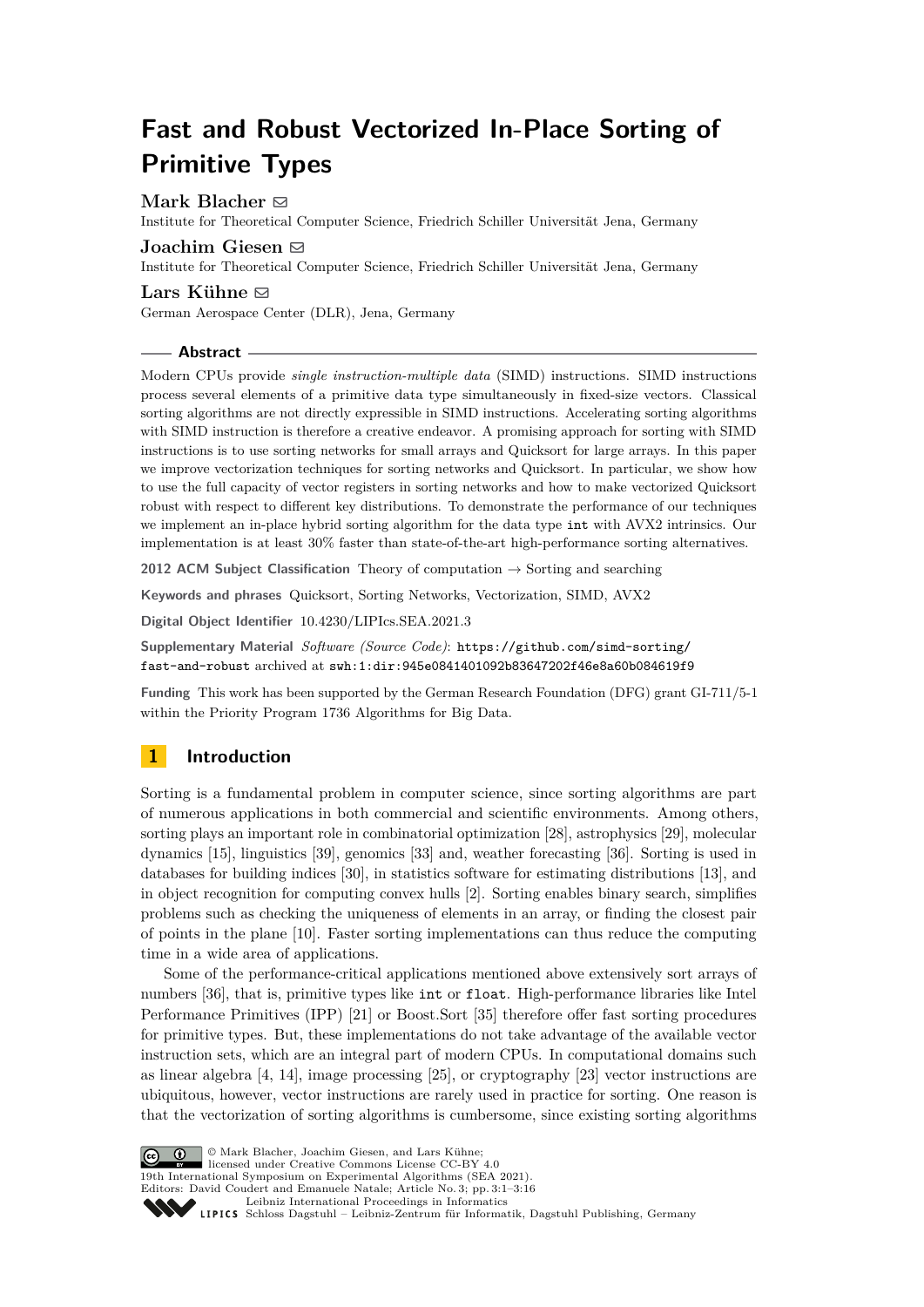# Fast and Robust Vectorized In-Place Sorting of Primitive Types

**Mark Blacher** ✉
Institute for Theoretical Computer Science, Friedrich Schiller Universität Jena, Germany

**Joachim Giesen** ✉
Institute for Theoretical Computer Science, Friedrich Schiller Universität Jena, Germany

**Lars Kühne** ✉
German Aerospace Center (DLR), Jena, Germany

## Abstract

Modern CPUs provide *single instruction-multiple data* (SIMD) instructions. SIMD instructions process several elements of a primitive data type simultaneously in fixed-size vectors. Classical sorting algorithms are not directly expressible in SIMD instructions. Accelerating sorting algorithms with SIMD instruction is therefore a creative endeavor. A promising approach for sorting with SIMD instructions is to use sorting networks for small arrays and Quicksort for large arrays. In this paper we improve vectorization techniques for sorting networks and Quicksort. In particular, we show how to use the full capacity of vector registers in sorting networks and how to make vectorized Quicksort robust with respect to different key distributions. To demonstrate the performance of our techniques we implement an in-place hybrid sorting algorithm for the data type `int` with AVX2 intrinsics. Our implementation is at least 30% faster than state-of-the-art high-performance sorting alternatives.

**2012 ACM Subject Classification** Theory of computation → Sorting and searching

**Keywords and phrases** Quicksort, Sorting Networks, Vectorization, SIMD, AVX2

**Digital Object Identifier** 10.4230/LIPIcs.SEA.2021.3

**Supplementary Material** *Software (Source Code)*: `https://github.com/simd-sorting/fast-and-robust` archived at `swh:1:dir:945e0841401092b83647202f46e8a60b084619f9`

**Funding** This work has been supported by the German Research Foundation (DFG) grant GI-711/5-1 within the Priority Program 1736 Algorithms for Big Data.

## 1 Introduction

Sorting is a fundamental problem in computer science, since sorting algorithms are part of numerous applications in both commercial and scientific environments. Among others, sorting plays an important role in combinatorial optimization [28], astrophysics [29], molecular dynamics [15], linguistics [39], genomics [33] and, weather forecasting [36]. Sorting is used in databases for building indices [30], in statistics software for estimating distributions [13], and in object recognition for computing convex hulls [2]. Sorting enables binary search, simplifies problems such as checking the uniqueness of elements in an array, or finding the closest pair of points in the plane [10]. Faster sorting implementations can thus reduce the computing time in a wide area of applications.

Some of the performance-critical applications mentioned above extensively sort arrays of numbers [36], that is, primitive types like `int` or `float`. High-performance libraries like Intel Performance Primitives (IPP) [21] or Boost.Sort [35] therefore offer fast sorting procedures for primitive types. But, these implementations do not take advantage of the available vector instruction sets, which are an integral part of modern CPUs. In computational domains such as linear algebra [4, 14], image processing [25], or cryptography [23] vector instructions are ubiquitous, however, vector instructions are rarely used in practice for sorting. One reason is that the vectorization of sorting algorithms is cumbersome, since existing sorting algorithms

© Mark Blacher, Joachim Giesen, and Lars Kühne;
licensed under Creative Commons License CC-BY 4.0
19th International Symposium on Experimental Algorithms (SEA 2021).
Editors: David Coudert and Emanuele Natale; Article No. 3; pp. 3:1–3:16
Leibniz International Proceedings in Informatics
Schloss Dagstuhl – Leibniz-Zentrum für Informatik, Dagstuhl Publishing, Germany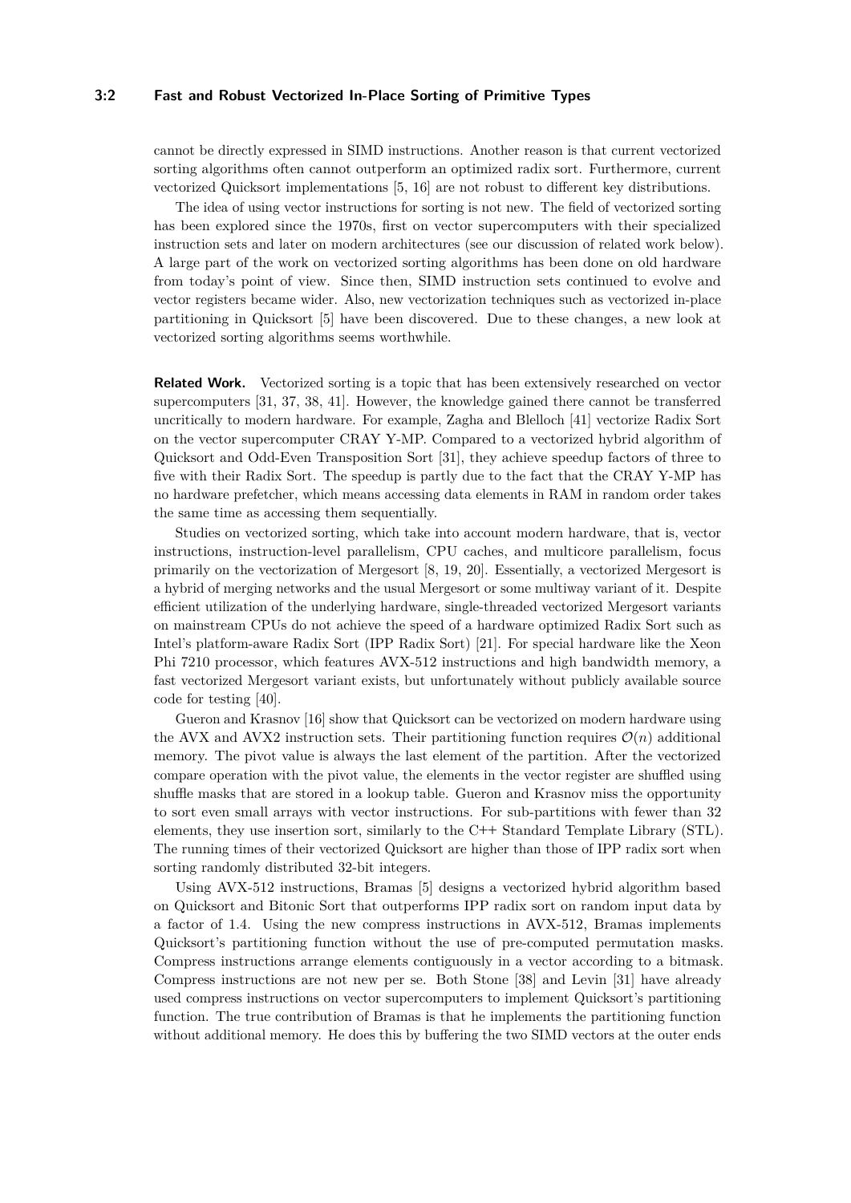cannot be directly expressed in SIMD instructions. Another reason is that current vectorized sorting algorithms often cannot outperform an optimized radix sort. Furthermore, current vectorized Quicksort implementations [5, 16] are not robust to different key distributions.

The idea of using vector instructions for sorting is not new. The field of vectorized sorting has been explored since the 1970s, first on vector supercomputers with their specialized instruction sets and later on modern architectures (see our discussion of related work below). A large part of the work on vectorized sorting algorithms has been done on old hardware from today's point of view. Since then, SIMD instruction sets continued to evolve and vector registers became wider. Also, new vectorization techniques such as vectorized in-place partitioning in Quicksort [5] have been discovered. Due to these changes, a new look at vectorized sorting algorithms seems worthwhile.

**Related Work.** Vectorized sorting is a topic that has been extensively researched on vector supercomputers [31, 37, 38, 41]. However, the knowledge gained there cannot be transferred uncritically to modern hardware. For example, Zagha and Blelloch [41] vectorize Radix Sort on the vector supercomputer CRAY Y-MP. Compared to a vectorized hybrid algorithm of Quicksort and Odd-Even Transposition Sort [31], they achieve speedup factors of three to five with their Radix Sort. The speedup is partly due to the fact that the CRAY Y-MP has no hardware prefetcher, which means accessing data elements in RAM in random order takes the same time as accessing them sequentially.

Studies on vectorized sorting, which take into account modern hardware, that is, vector instructions, instruction-level parallelism, CPU caches, and multicore parallelism, focus primarily on the vectorization of Mergesort [8, 19, 20]. Essentially, a vectorized Mergesort is a hybrid of merging networks and the usual Mergesort or some multiway variant of it. Despite efficient utilization of the underlying hardware, single-threaded vectorized Mergesort variants on mainstream CPUs do not achieve the speed of a hardware optimized Radix Sort such as Intel's platform-aware Radix Sort (IPP Radix Sort) [21]. For special hardware like the Xeon Phi 7210 processor, which features AVX-512 instructions and high bandwidth memory, a fast vectorized Mergesort variant exists, but unfortunately without publicly available source code for testing [40].

Gueron and Krasnov [16] show that Quicksort can be vectorized on modern hardware using the AVX and AVX2 instruction sets. Their partitioning function requires $\mathcal{O}(n)$ additional memory. The pivot value is always the last element of the partition. After the vectorized compare operation with the pivot value, the elements in the vector register are shuffled using shuffle masks that are stored in a lookup table. Gueron and Krasnov miss the opportunity to sort even small arrays with vector instructions. For sub-partitions with fewer than 32 elements, they use insertion sort, similarly to the C++ Standard Template Library (STL). The running times of their vectorized Quicksort are higher than those of IPP radix sort when sorting randomly distributed 32-bit integers.

Using AVX-512 instructions, Bramas [5] designs a vectorized hybrid algorithm based on Quicksort and Bitonic Sort that outperforms IPP radix sort on random input data by a factor of 1.4. Using the new compress instructions in AVX-512, Bramas implements Quicksort's partitioning function without the use of pre-computed permutation masks. Compress instructions arrange elements contiguously in a vector according to a bitmask. Compress instructions are not new per se. Both Stone [38] and Levin [31] have already used compress instructions on vector supercomputers to implement Quicksort's partitioning function. The true contribution of Bramas is that he implements the partitioning function without additional memory. He does this by buffering the two SIMD vectors at the outer ends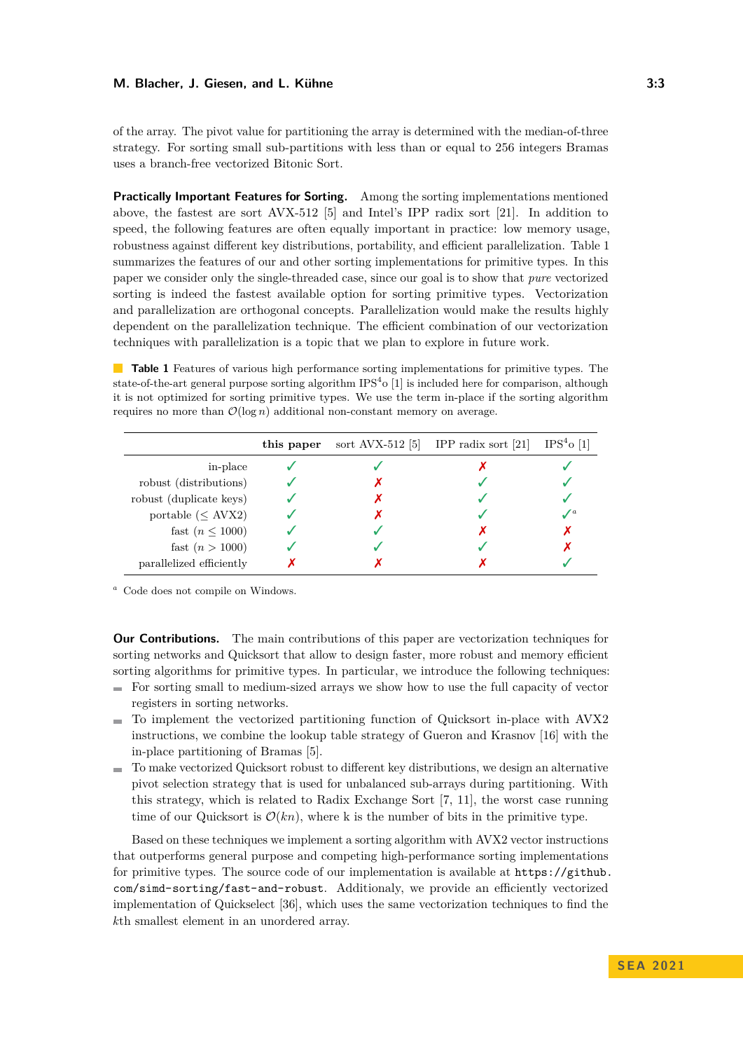of the array. The pivot value for partitioning the array is determined with the median-of-three strategy. For sorting small sub-partitions with less than or equal to 256 integers Bramas uses a branch-free vectorized Bitonic Sort.

**Practically Important Features for Sorting.** Among the sorting implementations mentioned above, the fastest are sort AVX-512 [5] and Intel's IPP radix sort [21]. In addition to speed, the following features are often equally important in practice: low memory usage, robustness against different key distributions, portability, and efficient parallelization. Table 1 summarizes the features of our and other sorting implementations for primitive types. In this paper we consider only the single-threaded case, since our goal is to show that *pure* vectorized sorting is indeed the fastest available option for sorting primitive types. Vectorization and parallelization are orthogonal concepts. Parallelization would make the results highly dependent on the parallelization technique. The efficient combination of our vectorization techniques with parallelization is a topic that we plan to explore in future work.

**Table 1** Features of various high performance sorting implementations for primitive types. The state-of-the-art general purpose sorting algorithm IPS$^4$o [1] is included here for comparison, although it is not optimized for sorting primitive types. We use the term in-place if the sorting algorithm requires no more than $\mathcal{O}(\log n)$ additional non-constant memory on average.

| | **this paper** | sort AVX-512 [5] | IPP radix sort [21] | IPS$^4$o [1] |
|---|---|---|---|---|
| in-place | ✓ | ✓ | ✗ | ✓ |
| robust (distributions) | ✓ | ✗ | ✓ | ✓ |
| robust (duplicate keys) | ✓ | ✗ | ✓ | ✓ |
| portable ($\leq$ AVX2) | ✓ | ✗ | ✓ | ✓[a] |
| fast ($n \leq 1000$) | ✓ | ✓ | ✗ | ✗ |
| fast ($n > 1000$) | ✓ | ✓ | ✓ | ✗ |
| parallelized efficiently | ✗ | ✗ | ✗ | ✓ |

[a] Code does not compile on Windows.

**Our Contributions.** The main contributions of this paper are vectorization techniques for sorting networks and Quicksort that allow to design faster, more robust and memory efficient sorting algorithms for primitive types. In particular, we introduce the following techniques:

- For sorting small to medium-sized arrays we show how to use the full capacity of vector registers in sorting networks.
- To implement the vectorized partitioning function of Quicksort in-place with AVX2 instructions, we combine the lookup table strategy of Gueron and Krasnov [16] with the in-place partitioning of Bramas [5].
- To make vectorized Quicksort robust to different key distributions, we design an alternative pivot selection strategy that is used for unbalanced sub-arrays during partitioning. With this strategy, which is related to Radix Exchange Sort [7, 11], the worst case running time of our Quicksort is $\mathcal{O}(kn)$, where k is the number of bits in the primitive type.

Based on these techniques we implement a sorting algorithm with AVX2 vector instructions that outperforms general purpose and competing high-performance sorting implementations for primitive types. The source code of our implementation is available at `https://github.com/simd-sorting/fast-and-robust`. Additionaly, we provide an efficiently vectorized implementation of Quickselect [36], which uses the same vectorization techniques to find the $k$th smallest element in an unordered array.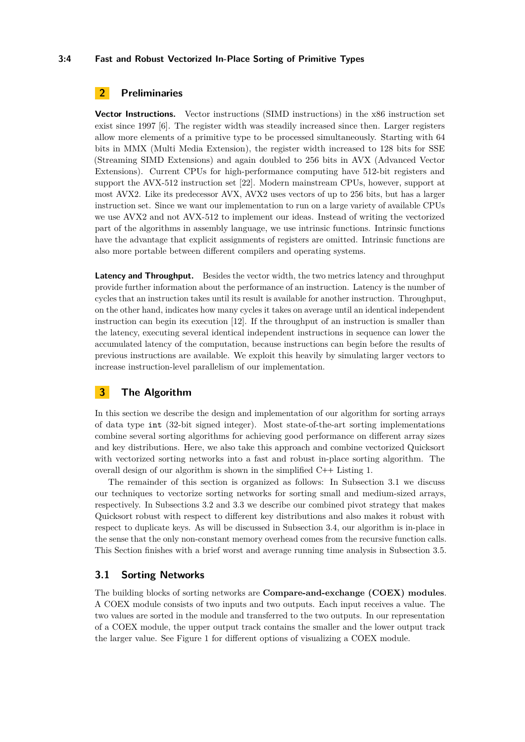## 2 Preliminaries

**Vector Instructions.** Vector instructions (SIMD instructions) in the x86 instruction set exist since 1997 [6]. The register width was steadily increased since then. Larger registers allow more elements of a primitive type to be processed simultaneously. Starting with 64 bits in MMX (Multi Media Extension), the register width increased to 128 bits for SSE (Streaming SIMD Extensions) and again doubled to 256 bits in AVX (Advanced Vector Extensions). Current CPUs for high-performance computing have 512-bit registers and support the AVX-512 instruction set [22]. Modern mainstream CPUs, however, support at most AVX2. Like its predecessor AVX, AVX2 uses vectors of up to 256 bits, but has a larger instruction set. Since we want our implementation to run on a large variety of available CPUs we use AVX2 and not AVX-512 to implement our ideas. Instead of writing the vectorized part of the algorithms in assembly language, we use intrinsic functions. Intrinsic functions have the advantage that explicit assignments of registers are omitted. Intrinsic functions are also more portable between different compilers and operating systems.

**Latency and Throughput.** Besides the vector width, the two metrics latency and throughput provide further information about the performance of an instruction. Latency is the number of cycles that an instruction takes until its result is available for another instruction. Throughput, on the other hand, indicates how many cycles it takes on average until an identical independent instruction can begin its execution [12]. If the throughput of an instruction is smaller than the latency, executing several identical independent instructions in sequence can lower the accumulated latency of the computation, because instructions can begin before the results of previous instructions are available. We exploit this heavily by simulating larger vectors to increase instruction-level parallelism of our implementation.

## 3 The Algorithm

In this section we describe the design and implementation of our algorithm for sorting arrays of data type `int` (32-bit signed integer). Most state-of-the-art sorting implementations combine several sorting algorithms for achieving good performance on different array sizes and key distributions. Here, we also take this approach and combine vectorized Quicksort with vectorized sorting networks into a fast and robust in-place sorting algorithm. The overall design of our algorithm is shown in the simplified C++ Listing 1.

The remainder of this section is organized as follows: In Subsection 3.1 we discuss our techniques to vectorize sorting networks for sorting small and medium-sized arrays, respectively. In Subsections 3.2 and 3.3 we describe our combined pivot strategy that makes Quicksort robust with respect to different key distributions and also makes it robust with respect to duplicate keys. As will be discussed in Subsection 3.4, our algorithm is in-place in the sense that the only non-constant memory overhead comes from the recursive function calls. This Section finishes with a brief worst and average running time analysis in Subsection 3.5.

### 3.1 Sorting Networks

The building blocks of sorting networks are **Compare-and-exchange (COEX) modules**. A COEX module consists of two inputs and two outputs. Each input receives a value. The two values are sorted in the module and transferred to the two outputs. In our representation of a COEX module, the upper output track contains the smaller and the lower output track the larger value. See Figure 1 for different options of visualizing a COEX module.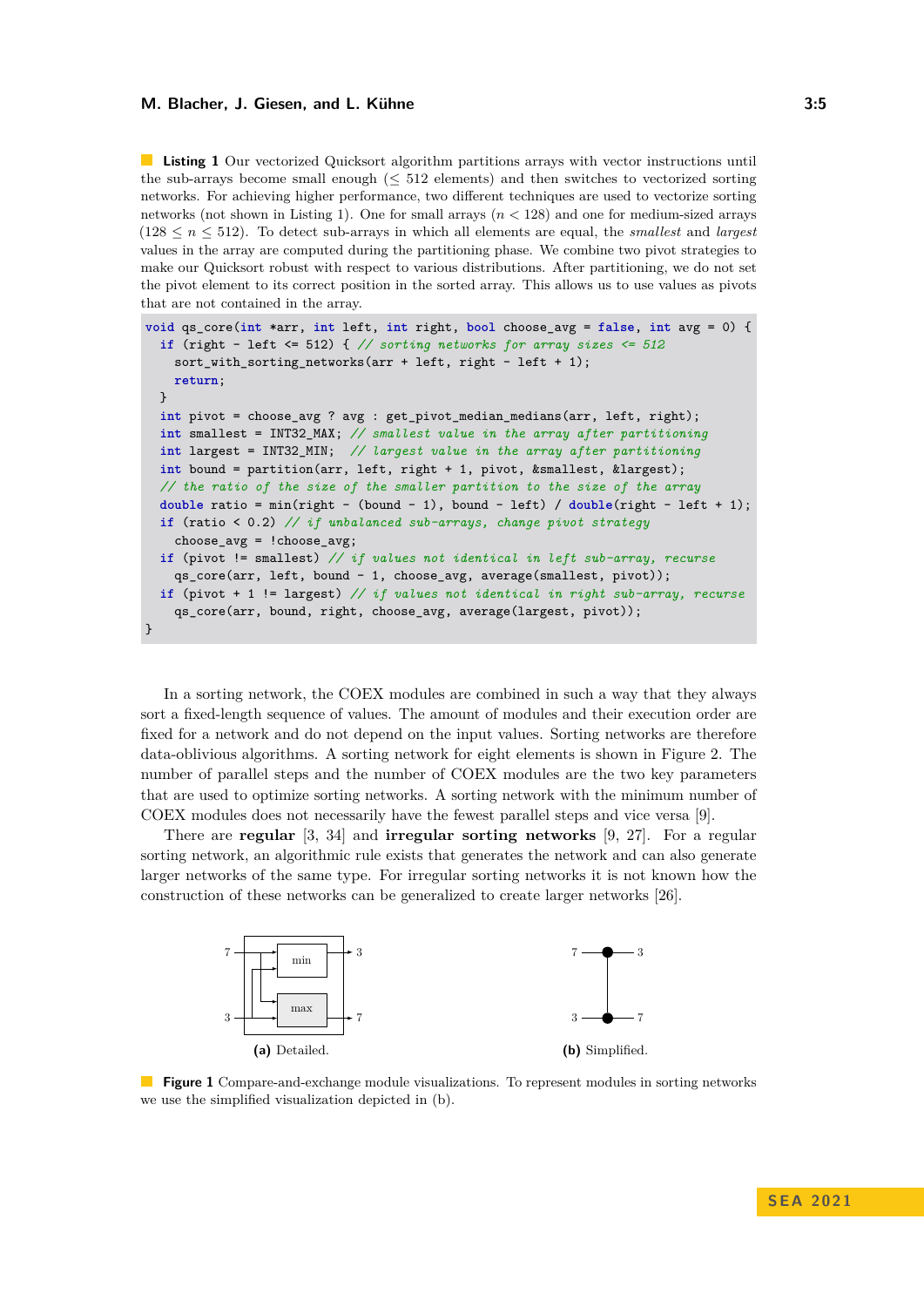**Listing 1** Our vectorized Quicksort algorithm partitions arrays with vector instructions until the sub-arrays become small enough ($\leq 512$ elements) and then switches to vectorized sorting networks. For achieving higher performance, two different techniques are used to vectorize sorting networks (not shown in Listing 1). One for small arrays ($n < 128$) and one for medium-sized arrays ($128 \leq n \leq 512$). To detect sub-arrays in which all elements are equal, the *smallest* and *largest* values in the array are computed during the partitioning phase. We combine two pivot strategies to make our Quicksort robust with respect to various distributions. After partitioning, we do not set the pivot element to its correct position in the sorted array. This allows us to use values as pivots that are not contained in the array.

```
void qs_core(int *arr, int left, int right, bool choose_avg = false, int avg = 0) {
  if (right - left <= 512) { // sorting networks for array sizes <= 512
    sort_with_sorting_networks(arr + left, right - left + 1);
    return;
  }
  int pivot = choose_avg ? avg : get_pivot_median_medians(arr, left, right);
  int smallest = INT32_MAX; // smallest value in the array after partitioning
  int largest = INT32_MIN;  // largest value in the array after partitioning
  int bound = partition(arr, left, right + 1, pivot, &smallest, &largest);
  // the ratio of the size of the smaller partition to the size of the array
  double ratio = min(right - (bound - 1), bound - left) / double(right - left + 1);
  if (ratio < 0.2) // if unbalanced sub-arrays, change pivot strategy
    choose_avg = !choose_avg;
  if (pivot != smallest) // if values not identical in left sub-array, recurse
    qs_core(arr, left, bound - 1, choose_avg, average(smallest, pivot));
  if (pivot + 1 != largest) // if values not identical in right sub-array, recurse
    qs_core(arr, bound, right, choose_avg, average(largest, pivot));
}
```

In a sorting network, the COEX modules are combined in such a way that they always sort a fixed-length sequence of values. The amount of modules and their execution order are fixed for a network and do not depend on the input values. Sorting networks are therefore data-oblivious algorithms. A sorting network for eight elements is shown in Figure 2. The number of parallel steps and the number of COEX modules are the two key parameters that are used to optimize sorting networks. A sorting network with the minimum number of COEX modules does not necessarily have the fewest parallel steps and vice versa [9].

There are **regular** [3, 34] and **irregular sorting networks** [9, 27]. For a regular sorting network, an algorithmic rule exists that generates the network and can also generate larger networks of the same type. For irregular sorting networks it is not known how the construction of these networks can be generalized to create larger networks [26].

**(a)** Detailed. **(b)** Simplified.

**Figure 1** Compare-and-exchange module visualizations. To represent modules in sorting networks we use the simplified visualization depicted in (b).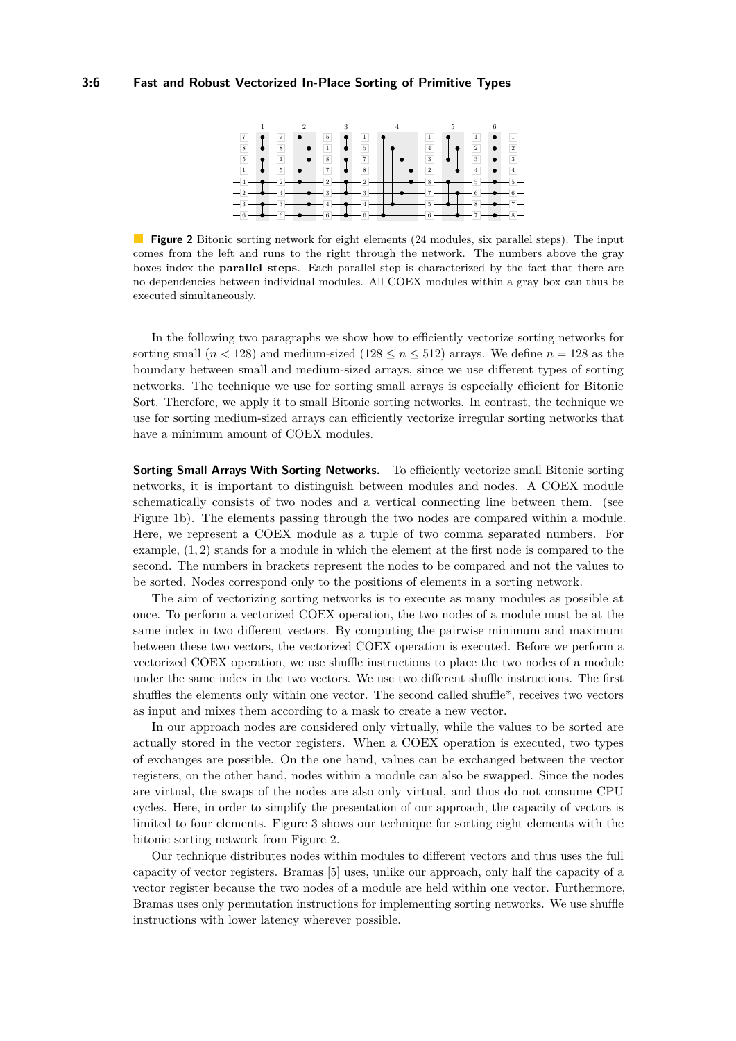**Figure 2** Bitonic sorting network for eight elements (24 modules, six parallel steps). The input comes from the left and runs to the right through the network. The numbers above the gray boxes index the **parallel steps**. Each parallel step is characterized by the fact that there are no dependencies between individual modules. All COEX modules within a gray box can thus be executed simultaneously.

In the following two paragraphs we show how to efficiently vectorize sorting networks for sorting small ($n < 128$) and medium-sized ($128 \leq n \leq 512$) arrays. We define $n = 128$ as the boundary between small and medium-sized arrays, since we use different types of sorting networks. The technique we use for sorting small arrays is especially efficient for Bitonic Sort. Therefore, we apply it to small Bitonic sorting networks. In contrast, the technique we use for sorting medium-sized arrays can efficiently vectorize irregular sorting networks that have a minimum amount of COEX modules.

**Sorting Small Arrays With Sorting Networks.** To efficiently vectorize small Bitonic sorting networks, it is important to distinguish between modules and nodes. A COEX module schematically consists of two nodes and a vertical connecting line between them. (see Figure 1b). The elements passing through the two nodes are compared within a module. Here, we represent a COEX module as a tuple of two comma separated numbers. For example, $(1, 2)$ stands for a module in which the element at the first node is compared to the second. The numbers in brackets represent the nodes to be compared and not the values to be sorted. Nodes correspond only to the positions of elements in a sorting network.

The aim of vectorizing sorting networks is to execute as many modules as possible at once. To perform a vectorized COEX operation, the two nodes of a module must be at the same index in two different vectors. By computing the pairwise minimum and maximum between these two vectors, the vectorized COEX operation is executed. Before we perform a vectorized COEX operation, we use shuffle instructions to place the two nodes of a module under the same index in the two vectors. We use two different shuffle instructions. The first shuffles the elements only within one vector. The second called shuffle*, receives two vectors as input and mixes them according to a mask to create a new vector.

In our approach nodes are considered only virtually, while the values to be sorted are actually stored in the vector registers. When a COEX operation is executed, two types of exchanges are possible. On the one hand, values can be exchanged between the vector registers, on the other hand, nodes within a module can also be swapped. Since the nodes are virtual, the swaps of the nodes are also only virtual, and thus do not consume CPU cycles. Here, in order to simplify the presentation of our approach, the capacity of vectors is limited to four elements. Figure 3 shows our technique for sorting eight elements with the bitonic sorting network from Figure 2.

Our technique distributes nodes within modules to different vectors and thus uses the full capacity of vector registers. Bramas [5] uses, unlike our approach, only half the capacity of a vector register because the two nodes of a module are held within one vector. Furthermore, Bramas uses only permutation instructions for implementing sorting networks. We use shuffle instructions with lower latency wherever possible.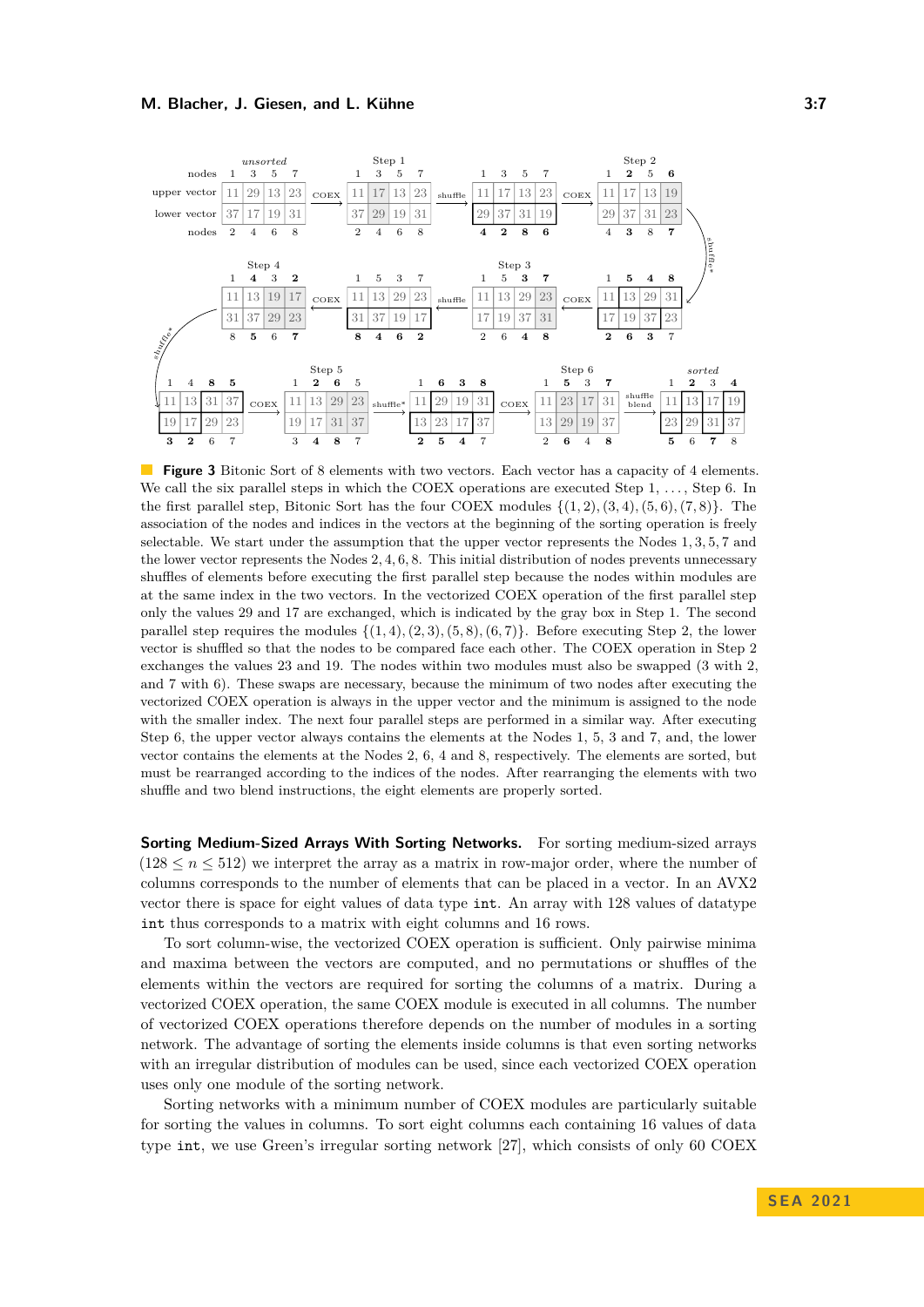**Figure 3** Bitonic Sort of 8 elements with two vectors. Each vector has a capacity of 4 elements. We call the six parallel steps in which the COEX operations are executed Step 1, ..., Step 6. In the first parallel step, Bitonic Sort has the four COEX modules $\{(1,2),(3,4),(5,6),(7,8)\}$. The association of the nodes and indices in the vectors at the beginning of the sorting operation is freely selectable. We start under the assumption that the upper vector represents the Nodes 1, 3, 5, 7 and the lower vector represents the Nodes 2, 4, 6, 8. This initial distribution of nodes prevents unnecessary shuffles of elements before executing the first parallel step because the nodes within modules are at the same index in the two vectors. In the vectorized COEX operation of the first parallel step only the values 29 and 17 are exchanged, which is indicated by the gray box in Step 1. The second parallel step requires the modules $\{(1,4),(2,3),(5,8),(6,7)\}$. Before executing Step 2, the lower vector is shuffled so that the nodes to be compared face each other. The COEX operation in Step 2 exchanges the values 23 and 19. The nodes within two modules must also be swapped (3 with 2, and 7 with 6). These swaps are necessary, because the minimum of two nodes after executing the vectorized COEX operation is always in the upper vector and the minimum is assigned to the node with the smaller index. The next four parallel steps are performed in a similar way. After executing Step 6, the upper vector always contains the elements at the Nodes 1, 5, 3 and 7, and, the lower vector contains the elements at the Nodes 2, 6, 4 and 8, respectively. The elements are sorted, but must be rearranged according to the indices of the nodes. After rearranging the elements with two shuffle and two blend instructions, the eight elements are properly sorted.

**Sorting Medium-Sized Arrays With Sorting Networks.** For sorting medium-sized arrays ($128 \le n \le 512$) we interpret the array as a matrix in row-major order, where the number of columns corresponds to the number of elements that can be placed in a vector. In an AVX2 vector there is space for eight values of data type `int`. An array with 128 values of datatype `int` thus corresponds to a matrix with eight columns and 16 rows.

To sort column-wise, the vectorized COEX operation is sufficient. Only pairwise minima and maxima between the vectors are computed, and no permutations or shuffles of the elements within the vectors are required for sorting the columns of a matrix. During a vectorized COEX operation, the same COEX module is executed in all columns. The number of vectorized COEX operations therefore depends on the number of modules in a sorting network. The advantage of sorting the elements inside columns is that even sorting networks with an irregular distribution of modules can be used, since each vectorized COEX operation uses only one module of the sorting network.

Sorting networks with a minimum number of COEX modules are particularly suitable for sorting the values in columns. To sort eight columns each containing 16 values of data type `int`, we use Green's irregular sorting network [27], which consists of only 60 COEX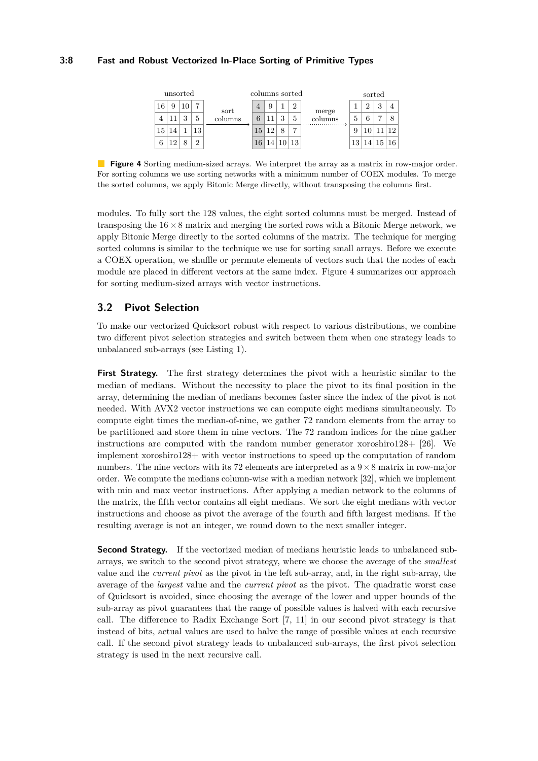unsorted

| | | | |
|---|---|---|---|
| 16 | 9 | 10 | 7 |
| 4 | 11 | 3 | 5 |
| 15 | 14 | 1 | 13 |
| 6 | 12 | 8 | 2 |

sort columns →

columns sorted

| | | | |
|---|---|---|---|
| 4 | 9 | 1 | 2 |
| 6 | 11 | 3 | 5 |
| 15 | 12 | 8 | 7 |
| 16 | 14 | 10 | 13 |

merge columns →

sorted

| | | | |
|---|---|---|---|
| 1 | 2 | 3 | 4 |
| 5 | 6 | 7 | 8 |
| 9 | 10 | 11 | 12 |
| 13 | 14 | 15 | 16 |

**Figure 4** Sorting medium-sized arrays. We interpret the array as a matrix in row-major order. For sorting columns we use sorting networks with a minimum number of COEX modules. To merge the sorted columns, we apply Bitonic Merge directly, without transposing the columns first.

modules. To fully sort the 128 values, the eight sorted columns must be merged. Instead of transposing the $16 \times 8$ matrix and merging the sorted rows with a Bitonic Merge network, we apply Bitonic Merge directly to the sorted columns of the matrix. The technique for merging sorted columns is similar to the technique we use for sorting small arrays. Before we execute a COEX operation, we shuffle or permute elements of vectors such that the nodes of each module are placed in different vectors at the same index. Figure 4 summarizes our approach for sorting medium-sized arrays with vector instructions.

## 3.2 Pivot Selection

To make our vectorized Quicksort robust with respect to various distributions, we combine two different pivot selection strategies and switch between them when one strategy leads to unbalanced sub-arrays (see Listing 1).

**First Strategy.** The first strategy determines the pivot with a heuristic similar to the median of medians. Without the necessity to place the pivot to its final position in the array, determining the median of medians becomes faster since the index of the pivot is not needed. With AVX2 vector instructions we can compute eight medians simultaneously. To compute eight times the median-of-nine, we gather 72 random elements from the array to be partitioned and store them in nine vectors. The 72 random indices for the nine gather instructions are computed with the random number generator xoroshiro128+ [26]. We implement xoroshiro128+ with vector instructions to speed up the computation of random numbers. The nine vectors with its 72 elements are interpreted as a $9 \times 8$ matrix in row-major order. We compute the medians column-wise with a median network [32], which we implement with min and max vector instructions. After applying a median network to the columns of the matrix, the fifth vector contains all eight medians. We sort the eight medians with vector instructions and choose as pivot the average of the fourth and fifth largest medians. If the resulting average is not an integer, we round down to the next smaller integer.

**Second Strategy.** If the vectorized median of medians heuristic leads to unbalanced sub-arrays, we switch to the second pivot strategy, where we choose the average of the *smallest* value and the *current pivot* as the pivot in the left sub-array, and, in the right sub-array, the average of the *largest* value and the *current pivot* as the pivot. The quadratic worst case of Quicksort is avoided, since choosing the average of the lower and upper bounds of the sub-array as pivot guarantees that the range of possible values is halved with each recursive call. The difference to Radix Exchange Sort [7, 11] in our second pivot strategy is that instead of bits, actual values are used to halve the range of possible values at each recursive call. If the second pivot strategy leads to unbalanced sub-arrays, the first pivot selection strategy is used in the next recursive call.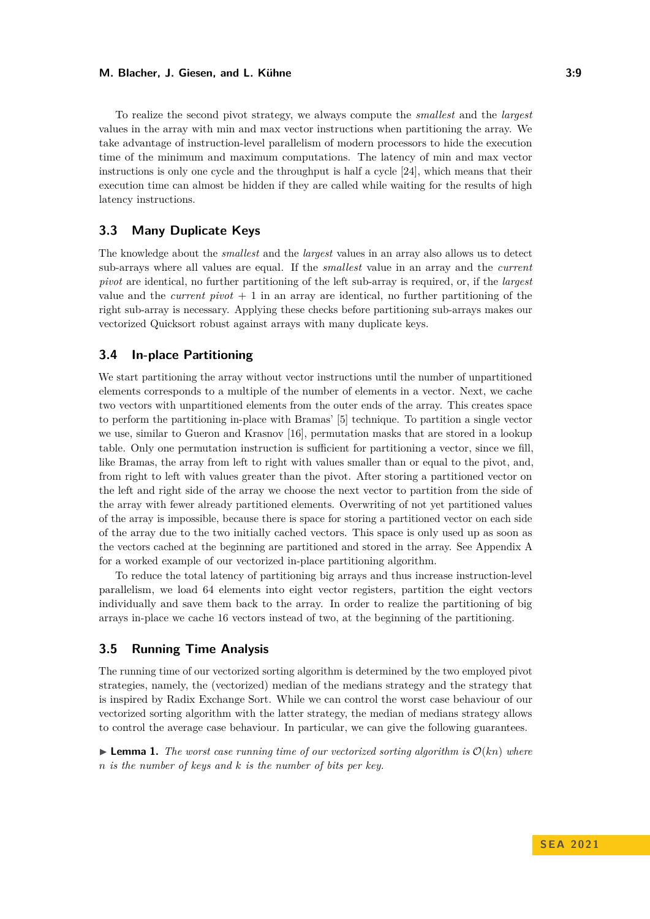To realize the second pivot strategy, we always compute the *smallest* and the *largest* values in the array with min and max vector instructions when partitioning the array. We take advantage of instruction-level parallelism of modern processors to hide the execution time of the minimum and maximum computations. The latency of min and max vector instructions is only one cycle and the throughput is half a cycle [24], which means that their execution time can almost be hidden if they are called while waiting for the results of high latency instructions.

## 3.3 Many Duplicate Keys

The knowledge about the *smallest* and the *largest* values in an array also allows us to detect sub-arrays where all values are equal. If the *smallest* value in an array and the *current pivot* are identical, no further partitioning of the left sub-array is required, or, if the *largest* value and the *current pivot* + 1 in an array are identical, no further partitioning of the right sub-array is necessary. Applying these checks before partitioning sub-arrays makes our vectorized Quicksort robust against arrays with many duplicate keys.

## 3.4 In-place Partitioning

We start partitioning the array without vector instructions until the number of unpartitioned elements corresponds to a multiple of the number of elements in a vector. Next, we cache two vectors with unpartitioned elements from the outer ends of the array. This creates space to perform the partitioning in-place with Bramas' [5] technique. To partition a single vector we use, similar to Gueron and Krasnov [16], permutation masks that are stored in a lookup table. Only one permutation instruction is sufficient for partitioning a vector, since we fill, like Bramas, the array from left to right with values smaller than or equal to the pivot, and, from right to left with values greater than the pivot. After storing a partitioned vector on the left and right side of the array we choose the next vector to partition from the side of the array with fewer already partitioned elements. Overwriting of not yet partitioned values of the array is impossible, because there is space for storing a partitioned vector on each side of the array due to the two initially cached vectors. This space is only used up as soon as the vectors cached at the beginning are partitioned and stored in the array. See Appendix A for a worked example of our vectorized in-place partitioning algorithm.

To reduce the total latency of partitioning big arrays and thus increase instruction-level parallelism, we load 64 elements into eight vector registers, partition the eight vectors individually and save them back to the array. In order to realize the partitioning of big arrays in-place we cache 16 vectors instead of two, at the beginning of the partitioning.

## 3.5 Running Time Analysis

The running time of our vectorized sorting algorithm is determined by the two employed pivot strategies, namely, the (vectorized) median of the medians strategy and the strategy that is inspired by Radix Exchange Sort. While we can control the worst case behaviour of our vectorized sorting algorithm with the latter strategy, the median of medians strategy allows to control the average case behaviour. In particular, we can give the following guarantees.

▶ **Lemma 1.** *The worst case running time of our vectorized sorting algorithm is $\mathcal{O}(kn)$ where $n$ is the number of keys and $k$ is the number of bits per key.*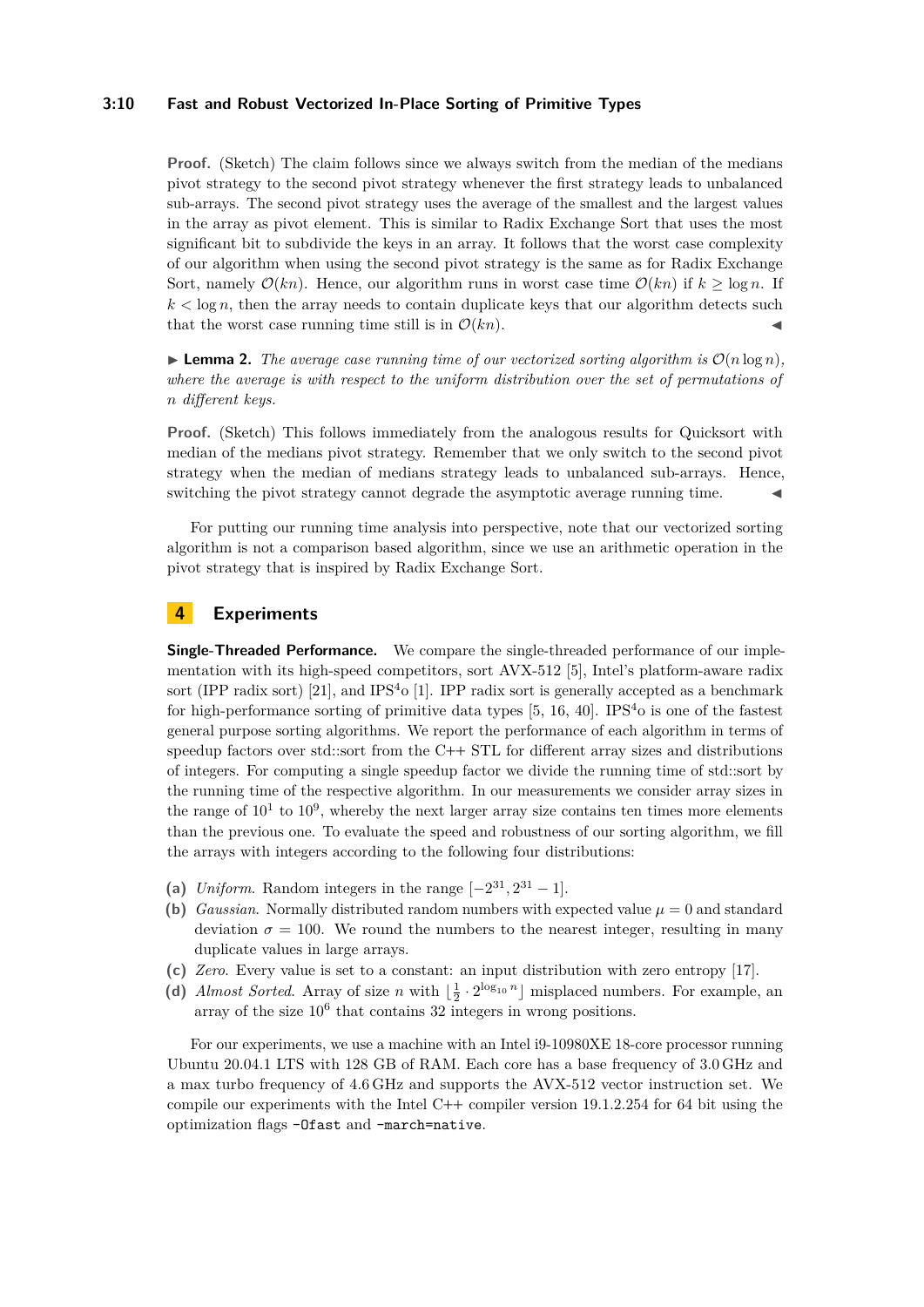**Proof.** (Sketch) The claim follows since we always switch from the median of the medians pivot strategy to the second pivot strategy whenever the first strategy leads to unbalanced sub-arrays. The second pivot strategy uses the average of the smallest and the largest values in the array as pivot element. This is similar to Radix Exchange Sort that uses the most significant bit to subdivide the keys in an array. It follows that the worst case complexity of our algorithm when using the second pivot strategy is the same as for Radix Exchange Sort, namely $\mathcal{O}(kn)$. Hence, our algorithm runs in worst case time $\mathcal{O}(kn)$ if $k \geq \log n$. If $k < \log n$, then the array needs to contain duplicate keys that our algorithm detects such that the worst case running time still is in $\mathcal{O}(kn)$. ◀

▶ **Lemma 2.** *The average case running time of our vectorized sorting algorithm is $\mathcal{O}(n \log n)$, where the average is with respect to the uniform distribution over the set of permutations of $n$ different keys.*

**Proof.** (Sketch) This follows immediately from the analogous results for Quicksort with median of the medians pivot strategy. Remember that we only switch to the second pivot strategy when the median of medians strategy leads to unbalanced sub-arrays. Hence, switching the pivot strategy cannot degrade the asymptotic average running time. ◀

For putting our running time analysis into perspective, note that our vectorized sorting algorithm is not a comparison based algorithm, since we use an arithmetic operation in the pivot strategy that is inspired by Radix Exchange Sort.

## 4 Experiments

**Single-Threaded Performance.** We compare the single-threaded performance of our implementation with its high-speed competitors, sort AVX-512 [5], Intel's platform-aware radix sort (IPP radix sort) [21], and IPS$^4$o [1]. IPP radix sort is generally accepted as a benchmark for high-performance sorting of primitive data types [5, 16, 40]. IPS$^4$o is one of the fastest general purpose sorting algorithms. We report the performance of each algorithm in terms of speedup factors over std::sort from the C++ STL for different array sizes and distributions of integers. For computing a single speedup factor we divide the running time of std::sort by the running time of the respective algorithm. In our measurements we consider array sizes in the range of $10^1$ to $10^9$, whereby the next larger array size contains ten times more elements than the previous one. To evaluate the speed and robustness of our sorting algorithm, we fill the arrays with integers according to the following four distributions:

**(a)** *Uniform.* Random integers in the range $[-2^{31}, 2^{31} - 1]$.
**(b)** *Gaussian.* Normally distributed random numbers with expected value $\mu = 0$ and standard deviation $\sigma = 100$. We round the numbers to the nearest integer, resulting in many duplicate values in large arrays.
**(c)** *Zero.* Every value is set to a constant: an input distribution with zero entropy [17].
**(d)** *Almost Sorted.* Array of size $n$ with $\lfloor \frac{1}{2} \cdot 2^{\log_{10} n} \rfloor$ misplaced numbers. For example, an array of the size $10^6$ that contains 32 integers in wrong positions.

For our experiments, we use a machine with an Intel i9-10980XE 18-core processor running Ubuntu 20.04.1 LTS with 128 GB of RAM. Each core has a base frequency of 3.0 GHz and a max turbo frequency of 4.6 GHz and supports the AVX-512 vector instruction set. We compile our experiments with the Intel C++ compiler version 19.1.2.254 for 64 bit using the optimization flags `-Ofast` and `-march=native`.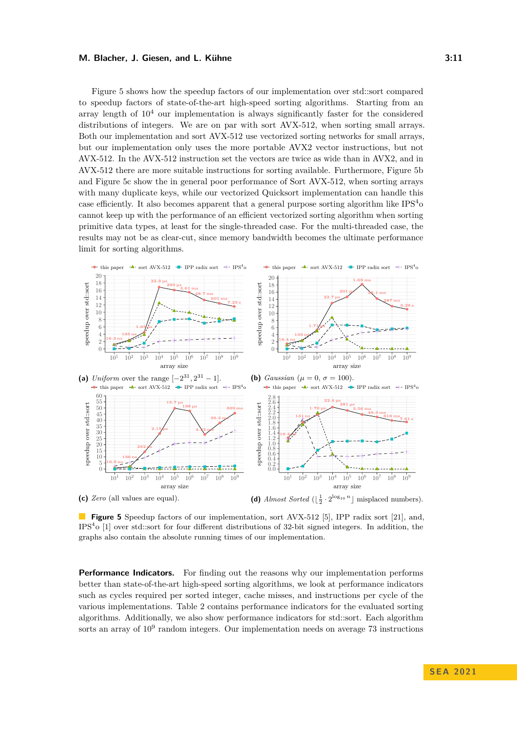Figure 5 shows how the speedup factors of our implementation over std::sort compared to speedup factors of state-of-the-art high-speed sorting algorithms. Starting from an array length of $10^4$ our implementation is always significantly faster for the considered distributions of integers. We are on par with sort AVX-512, when sorting small arrays. Both our implementation and sort AVX-512 use vectorized sorting networks for small arrays, but our implementation only uses the more portable AVX2 vector instructions, but not AVX-512. In the AVX-512 instruction set the vectors are twice as wide than in AVX2, and in AVX-512 there are more suitable instructions for sorting available. Furthermore, Figure 5b and Figure 5c show the in general poor performance of Sort AVX-512, when sorting arrays with many duplicate keys, while our vectorized Quicksort implementation can handle this case efficiently. It also becomes apparent that a general purpose sorting algorithm like IPS$^4$o cannot keep up with the performance of an efficient vectorized sorting algorithm when sorting primitive data types, at least for the single-threaded case. For the multi-threaded case, the results may not be as clear-cut, since memory bandwidth becomes the ultimate performance limit for sorting algorithms.

**(a)** *Uniform* over the range $[-2^{31}, 2^{31} - 1]$.

**(b)** *Gaussian* ($\mu = 0$, $\sigma = 100$).

**(c)** *Zero* (all values are equal).

**(d)** *Almost Sorted* ($\lfloor \frac{1}{2} \cdot 2^{\log_{10} n} \rfloor$ misplaced numbers).

**Figure 5** Speedup factors of our implementation, sort AVX-512 [5], IPP radix sort [21], and, IPS$^4$o [1] over std::sort for four different distributions of 32-bit signed integers. In addition, the graphs also contain the absolute running times of our implementation.

**Performance Indicators.** For finding out the reasons why our implementation performs better than state-of-the-art high-speed sorting algorithms, we look at performance indicators such as cycles required per sorted integer, cache misses, and instructions per cycle of the various implementations. Table 2 contains performance indicators for the evaluated sorting algorithms. Additionally, we also show performance indicators for std::sort. Each algorithm sorts an array of $10^9$ random integers. Our implementation needs on average 73 instructions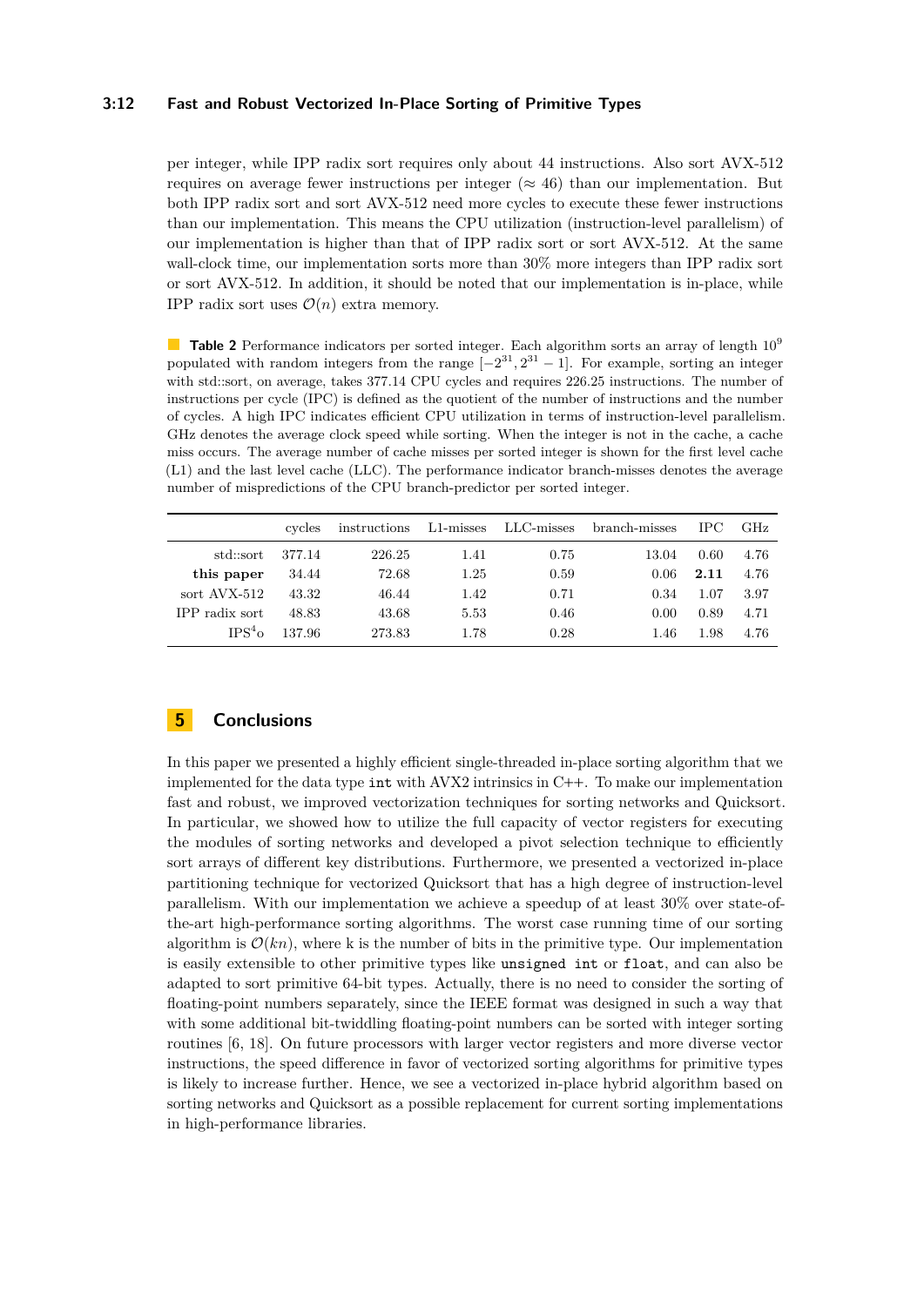per integer, while IPP radix sort requires only about 44 instructions. Also sort AVX-512 requires on average fewer instructions per integer ($\approx 46$) than our implementation. But both IPP radix sort and sort AVX-512 need more cycles to execute these fewer instructions than our implementation. This means the CPU utilization (instruction-level parallelism) of our implementation is higher than that of IPP radix sort or sort AVX-512. At the same wall-clock time, our implementation sorts more than 30% more integers than IPP radix sort or sort AVX-512. In addition, it should be noted that our implementation is in-place, while IPP radix sort uses $\mathcal{O}(n)$ extra memory.

**Table 2** Performance indicators per sorted integer. Each algorithm sorts an array of length $10^9$ populated with random integers from the range $[-2^{31}, 2^{31} - 1]$. For example, sorting an integer with std::sort, on average, takes 377.14 CPU cycles and requires 226.25 instructions. The number of instructions per cycle (IPC) is defined as the quotient of the number of instructions and the number of cycles. A high IPC indicates efficient CPU utilization in terms of instruction-level parallelism. GHz denotes the average clock speed while sorting. When the integer is not in the cache, a cache miss occurs. The average number of cache misses per sorted integer is shown for the first level cache (L1) and the last level cache (LLC). The performance indicator branch-misses denotes the average number of mispredictions of the CPU branch-predictor per sorted integer.

| | cycles | instructions | L1-misses | LLC-misses | branch-misses | IPC | GHz |
|---|---|---|---|---|---|---|---|
| std::sort | 377.14 | 226.25 | 1.41 | 0.75 | 13.04 | 0.60 | 4.76 |
| **this paper** | 34.44 | 72.68 | 1.25 | 0.59 | 0.06 | **2.11** | 4.76 |
| sort AVX-512 | 43.32 | 46.44 | 1.42 | 0.71 | 0.34 | 1.07 | 3.97 |
| IPP radix sort | 48.83 | 43.68 | 5.53 | 0.46 | 0.00 | 0.89 | 4.71 |
| IPS$^4$o | 137.96 | 273.83 | 1.78 | 0.28 | 1.46 | 1.98 | 4.76 |

## 5 Conclusions

In this paper we presented a highly efficient single-threaded in-place sorting algorithm that we implemented for the data type `int` with AVX2 intrinsics in C++. To make our implementation fast and robust, we improved vectorization techniques for sorting networks and Quicksort. In particular, we showed how to utilize the full capacity of vector registers for executing the modules of sorting networks and developed a pivot selection technique to efficiently sort arrays of different key distributions. Furthermore, we presented a vectorized in-place partitioning technique for vectorized Quicksort that has a high degree of instruction-level parallelism. With our implementation we achieve a speedup of at least 30% over state-of-the-art high-performance sorting algorithms. The worst case running time of our sorting algorithm is $\mathcal{O}(kn)$, where k is the number of bits in the primitive type. Our implementation is easily extensible to other primitive types like `unsigned int` or `float`, and can also be adapted to sort primitive 64-bit types. Actually, there is no need to consider the sorting of floating-point numbers separately, since the IEEE format was designed in such a way that with some additional bit-twiddling floating-point numbers can be sorted with integer sorting routines [6, 18]. On future processors with larger vector registers and more diverse vector instructions, the speed difference in favor of vectorized sorting algorithms for primitive types is likely to increase further. Hence, we see a vectorized in-place hybrid algorithm based on sorting networks and Quicksort as a possible replacement for current sorting implementations in high-performance libraries.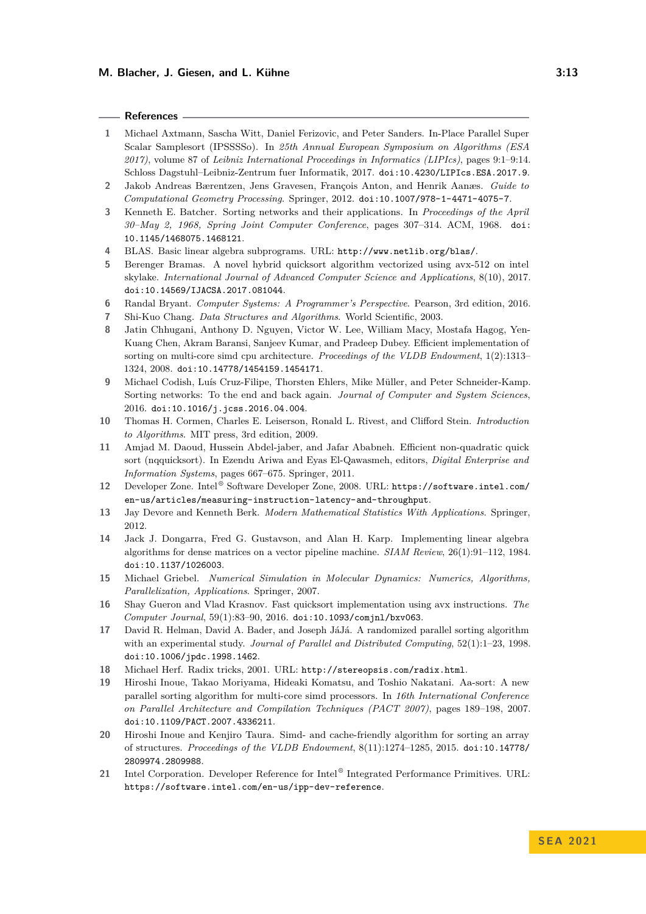## References

1. Michael Axtmann, Sascha Witt, Daniel Ferizovic, and Peter Sanders. In-Place Parallel Super Scalar Samplesort (IPSSSSo). In *25th Annual European Symposium on Algorithms (ESA 2017)*, volume 87 of *Leibniz International Proceedings in Informatics (LIPIcs)*, pages 9:1–9:14. Schloss Dagstuhl–Leibniz-Zentrum fuer Informatik, 2017. doi:10.4230/LIPIcs.ESA.2017.9.
2. Jakob Andreas Bærentzen, Jens Gravesen, François Anton, and Henrik Aanæs. *Guide to Computational Geometry Processing*. Springer, 2012. doi:10.1007/978-1-4471-4075-7.
3. Kenneth E. Batcher. Sorting networks and their applications. In *Proceedings of the April 30–May 2, 1968, Spring Joint Computer Conference*, pages 307–314. ACM, 1968. doi:10.1145/1468075.1468121.
4. BLAS. Basic linear algebra subprograms. URL: http://www.netlib.org/blas/.
5. Berenger Bramas. A novel hybrid quicksort algorithm vectorized using avx-512 on intel skylake. *International Journal of Advanced Computer Science and Applications*, 8(10), 2017. doi:10.14569/IJACSA.2017.081044.
6. Randal Bryant. *Computer Systems: A Programmer's Perspective*. Pearson, 3rd edition, 2016.
7. Shi-Kuo Chang. *Data Structures and Algorithms*. World Scientific, 2003.
8. Jatin Chhugani, Anthony D. Nguyen, Victor W. Lee, William Macy, Mostafa Hagog, Yen-Kuang Chen, Akram Baransi, Sanjeev Kumar, and Pradeep Dubey. Efficient implementation of sorting on multi-core simd cpu architecture. *Proceedings of the VLDB Endowment*, 1(2):1313–1324, 2008. doi:10.14778/1454159.1454171.
9. Michael Codish, Luís Cruz-Filipe, Thorsten Ehlers, Mike Müller, and Peter Schneider-Kamp. Sorting networks: To the end and back again. *Journal of Computer and System Sciences*, 2016. doi:10.1016/j.jcss.2016.04.004.
10. Thomas H. Cormen, Charles E. Leiserson, Ronald L. Rivest, and Clifford Stein. *Introduction to Algorithms*. MIT press, 3rd edition, 2009.
11. Amjad M. Daoud, Hussein Abdel-jaber, and Jafar Ababneh. Efficient non-quadratic quick sort (nqquicksort). In Ezendu Ariwa and Eyas El-Qawasmeh, editors, *Digital Enterprise and Information Systems*, pages 667–675. Springer, 2011.
12. Developer Zone. Intel® Software Developer Zone, 2008. URL: https://software.intel.com/en-us/articles/measuring-instruction-latency-and-throughput.
13. Jay Devore and Kenneth Berk. *Modern Mathematical Statistics With Applications*. Springer, 2012.
14. Jack J. Dongarra, Fred G. Gustavson, and Alan H. Karp. Implementing linear algebra algorithms for dense matrices on a vector pipeline machine. *SIAM Review*, 26(1):91–112, 1984. doi:10.1137/1026003.
15. Michael Griebel. *Numerical Simulation in Molecular Dynamics: Numerics, Algorithms, Parallelization, Applications*. Springer, 2007.
16. Shay Gueron and Vlad Krasnov. Fast quicksort implementation using avx instructions. *The Computer Journal*, 59(1):83–90, 2016. doi:10.1093/comjnl/bxv063.
17. David R. Helman, David A. Bader, and Joseph JáJá. A randomized parallel sorting algorithm with an experimental study. *Journal of Parallel and Distributed Computing*, 52(1):1–23, 1998. doi:10.1006/jpdc.1998.1462.
18. Michael Herf. Radix tricks, 2001. URL: http://stereopsis.com/radix.html.
19. Hiroshi Inoue, Takao Moriyama, Hideaki Komatsu, and Toshio Nakatani. Aa-sort: A new parallel sorting algorithm for multi-core simd processors. In *16th International Conference on Parallel Architecture and Compilation Techniques (PACT 2007)*, pages 189–198, 2007. doi:10.1109/PACT.2007.4336211.
20. Hiroshi Inoue and Kenjiro Taura. Simd- and cache-friendly algorithm for sorting an array of structures. *Proceedings of the VLDB Endowment*, 8(11):1274–1285, 2015. doi:10.14778/2809974.2809988.
21. Intel Corporation. Developer Reference for Intel® Integrated Performance Primitives. URL: https://software.intel.com/en-us/ipp-dev-reference.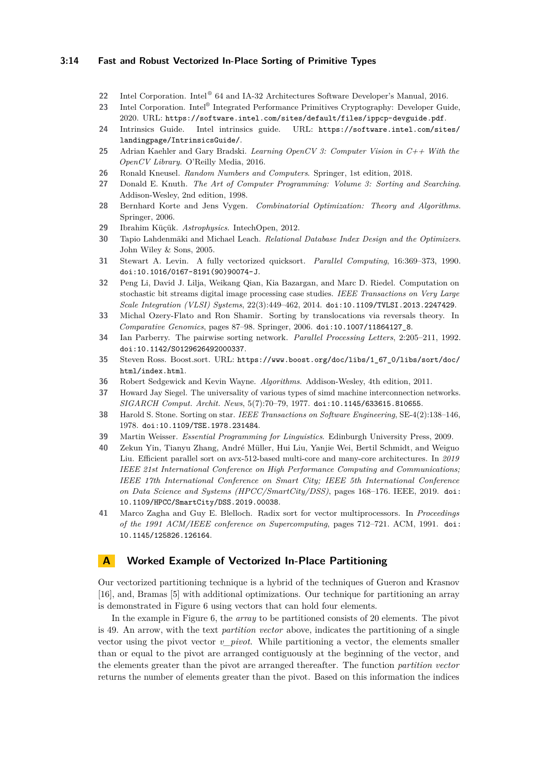22 Intel Corporation. Intel® 64 and IA-32 Architectures Software Developer's Manual, 2016.

23 Intel Corporation. Intel® Integrated Performance Primitives Cryptography: Developer Guide, 2020. URL: https://software.intel.com/sites/default/files/ippcp-devguide.pdf.

24 Intrinsics Guide. Intel intrinsics guide. URL: https://software.intel.com/sites/landingpage/IntrinsicsGuide/.

25 Adrian Kaehler and Gary Bradski. *Learning OpenCV 3: Computer Vision in C++ With the OpenCV Library*. O'Reilly Media, 2016.

26 Ronald Kneusel. *Random Numbers and Computers*. Springer, 1st edition, 2018.

27 Donald E. Knuth. *The Art of Computer Programming: Volume 3: Sorting and Searching*. Addison-Wesley, 2nd edition, 1998.

28 Bernhard Korte and Jens Vygen. *Combinatorial Optimization: Theory and Algorithms*. Springer, 2006.

29 Ibrahim Küçük. *Astrophysics*. IntechOpen, 2012.

30 Tapio Lahdenmäki and Michael Leach. *Relational Database Index Design and the Optimizers*. John Wiley & Sons, 2005.

31 Stewart A. Levin. A fully vectorized quicksort. *Parallel Computing*, 16:369–373, 1990. doi:10.1016/0167-8191(90)90074-J.

32 Peng Li, David J. Lilja, Weikang Qian, Kia Bazargan, and Marc D. Riedel. Computation on stochastic bit streams digital image processing case studies. *IEEE Transactions on Very Large Scale Integration (VLSI) Systems*, 22(3):449–462, 2014. doi:10.1109/TVLSI.2013.2247429.

33 Michal Ozery-Flato and Ron Shamir. Sorting by translocations via reversals theory. In *Comparative Genomics*, pages 87–98. Springer, 2006. doi:10.1007/11864127_8.

34 Ian Parberry. The pairwise sorting network. *Parallel Processing Letters*, 2:205–211, 1992. doi:10.1142/S0129626492000337.

35 Steven Ross. Boost.sort. URL: https://www.boost.org/doc/libs/1_67_0/libs/sort/doc/html/index.html.

36 Robert Sedgewick and Kevin Wayne. *Algorithms*. Addison-Wesley, 4th edition, 2011.

37 Howard Jay Siegel. The universality of various types of simd machine interconnection networks. *SIGARCH Comput. Archit. News*, 5(7):70–79, 1977. doi:10.1145/633615.810655.

38 Harold S. Stone. Sorting on star. *IEEE Transactions on Software Engineering*, SE-4(2):138–146, 1978. doi:10.1109/TSE.1978.231484.

39 Martin Weisser. *Essential Programming for Linguistics*. Edinburgh University Press, 2009.

40 Zekun Yin, Tianyu Zhang, André Müller, Hui Liu, Yanjie Wei, Bertil Schmidt, and Weiguo Liu. Efficient parallel sort on avx-512-based multi-core and many-core architectures. In *2019 IEEE 21st International Conference on High Performance Computing and Communications; IEEE 17th International Conference on Smart City; IEEE 5th International Conference on Data Science and Systems (HPCC/SmartCity/DSS)*, pages 168–176. IEEE, 2019. doi:10.1109/HPCC/SmartCity/DSS.2019.00038.

41 Marco Zagha and Guy E. Blelloch. Radix sort for vector multiprocessors. In *Proceedings of the 1991 ACM/IEEE conference on Supercomputing*, pages 712–721. ACM, 1991. doi:10.1145/125826.126164.

## A Worked Example of Vectorized In-Place Partitioning

Our vectorized partitioning technique is a hybrid of the techniques of Gueron and Krasnov [16], and, Bramas [5] with additional optimizations. Our technique for partitioning an array is demonstrated in Figure 6 using vectors that can hold four elements.

In the example in Figure 6, the *array* to be partitioned consists of 20 elements. The pivot is 49. An arrow, with the text *partition vector* above, indicates the partitioning of a single vector using the pivot vector *v_pivot*. While partitioning a vector, the elements smaller than or equal to the pivot are arranged contiguously at the beginning of the vector, and the elements greater than the pivot are arranged thereafter. The function *partition vector* returns the number of elements greater than the pivot. Based on this information the indices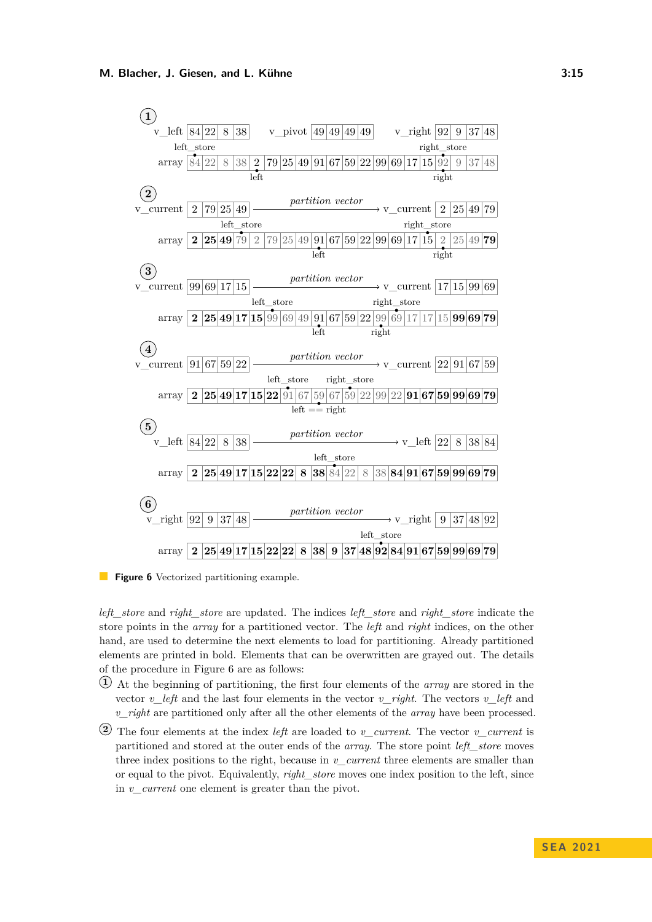**Figure 6** Vectorized partitioning example.

*left_store* and *right_store* are updated. The indices *left_store* and *right_store* indicate the store points in the *array* for a partitioned vector. The *left* and *right* indices, on the other hand, are used to determine the next elements to load for partitioning. Already partitioned elements are printed in bold. Elements that can be overwritten are grayed out. The details of the procedure in Figure 6 are as follows:

① At the beginning of partitioning, the first four elements of the *array* are stored in the vector *v_left* and the last four elements in the vector *v_right*. The vectors *v_left* and *v_right* are partitioned only after all the other elements of the *array* have been processed.

② The four elements at the index *left* are loaded to *v_current*. The vector *v_current* is partitioned and stored at the outer ends of the *array*. The store point *left_store* moves three index positions to the right, because in *v_current* three elements are smaller than or equal to the pivot. Equivalently, *right_store* moves one index position to the left, since in *v_current* one element is greater than the pivot.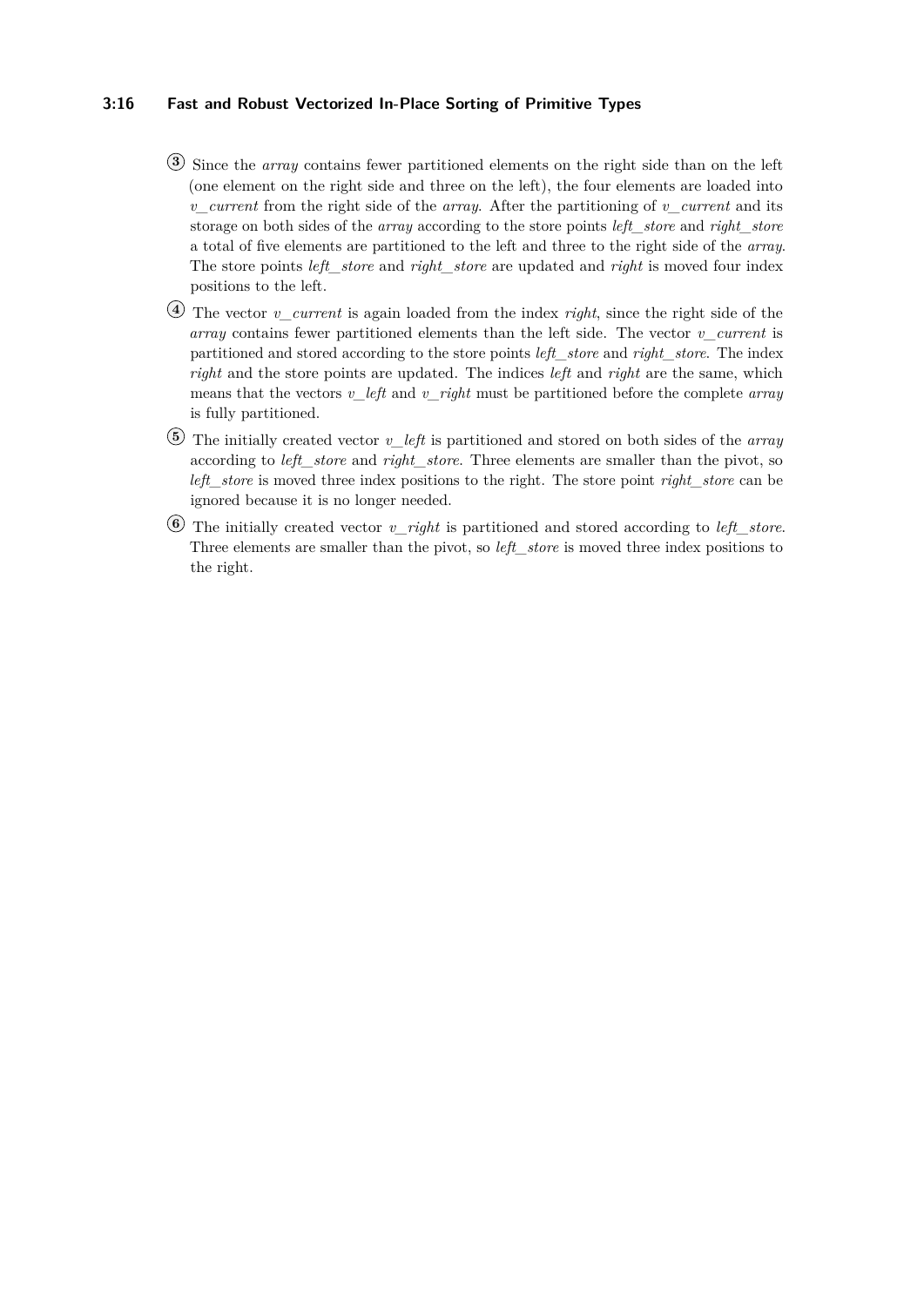③ Since the *array* contains fewer partitioned elements on the right side than on the left (one element on the right side and three on the left), the four elements are loaded into *v_current* from the right side of the *array*. After the partitioning of *v_current* and its storage on both sides of the *array* according to the store points *left_store* and *right_store* a total of five elements are partitioned to the left and three to the right side of the *array*. The store points *left_store* and *right_store* are updated and *right* is moved four index positions to the left.

④ The vector *v_current* is again loaded from the index *right*, since the right side of the *array* contains fewer partitioned elements than the left side. The vector *v_current* is partitioned and stored according to the store points *left_store* and *right_store*. The index *right* and the store points are updated. The indices *left* and *right* are the same, which means that the vectors *v_left* and *v_right* must be partitioned before the complete *array* is fully partitioned.

⑤ The initially created vector *v_left* is partitioned and stored on both sides of the *array* according to *left_store* and *right_store*. Three elements are smaller than the pivot, so *left_store* is moved three index positions to the right. The store point *right_store* can be ignored because it is no longer needed.

⑥ The initially created vector *v_right* is partitioned and stored according to *left_store*. Three elements are smaller than the pivot, so *left_store* is moved three index positions to the right.